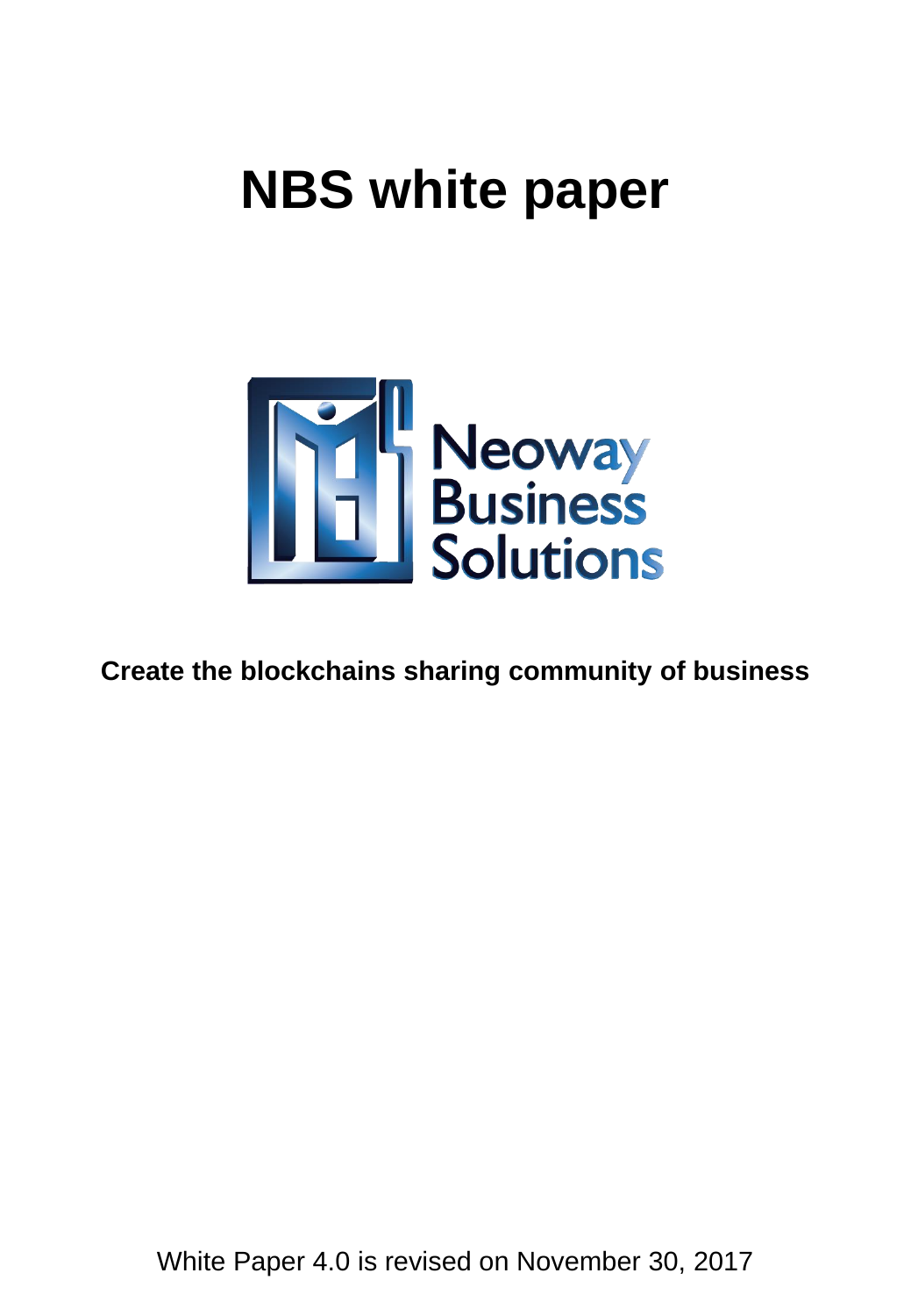# NBS white paper

Neoway Business Solutions

**Create the blockchains sharing community of business**

White Paper 4.0 is revised on November 30, 2017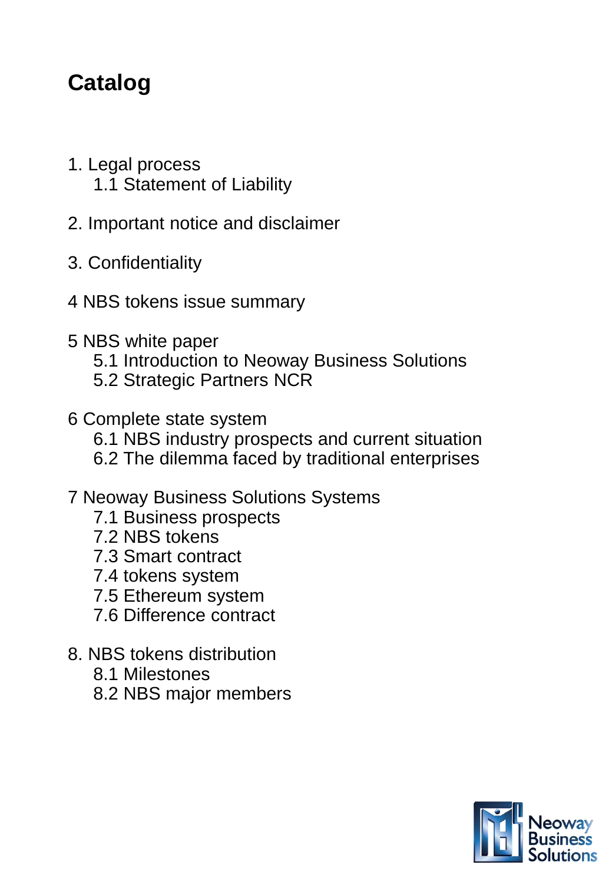# Catalog

1. Legal process
   - 1.1 Statement of Liability

2. Important notice and disclaimer

3. Confidentiality

4 NBS tokens issue summary

5 NBS white paper
   - 5.1 Introduction to Neoway Business Solutions
   - 5.2 Strategic Partners NCR

6 Complete state system
   - 6.1 NBS industry prospects and current situation
   - 6.2 The dilemma faced by traditional enterprises

7 Neoway Business Solutions Systems
   - 7.1 Business prospects
   - 7.2 NBS tokens
   - 7.3 Smart contract
   - 7.4 tokens system
   - 7.5 Ethereum system
   - 7.6 Difference contract

8. NBS tokens distribution
   - 8.1 Milestones
   - 8.2 NBS major members

Neoway Business Solutions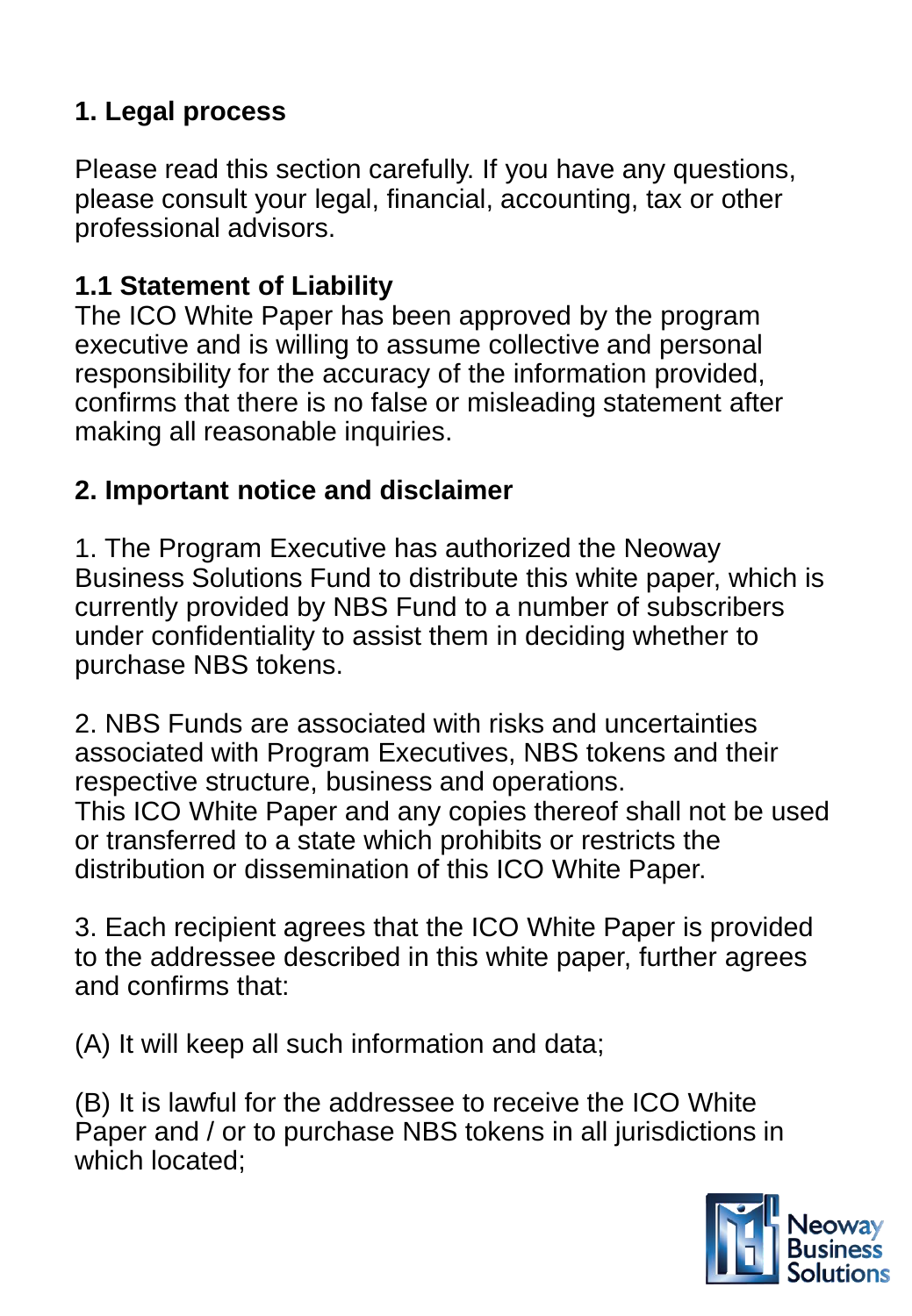## 1. Legal process

Please read this section carefully. If you have any questions, please consult your legal, financial, accounting, tax or other professional advisors.

### 1.1 Statement of Liability

The ICO White Paper has been approved by the program executive and is willing to assume collective and personal responsibility for the accuracy of the information provided, confirms that there is no false or misleading statement after making all reasonable inquiries.

## 2. Important notice and disclaimer

1. The Program Executive has authorized the Neoway Business Solutions Fund to distribute this white paper, which is currently provided by NBS Fund to a number of subscribers under confidentiality to assist them in deciding whether to purchase NBS tokens.

2. NBS Funds are associated with risks and uncertainties associated with Program Executives, NBS tokens and their respective structure, business and operations.
This ICO White Paper and any copies thereof shall not be used or transferred to a state which prohibits or restricts the distribution or dissemination of this ICO White Paper.

3. Each recipient agrees that the ICO White Paper is provided to the addressee described in this white paper, further agrees and confirms that:

(A) It will keep all such information and data;

(B) It is lawful for the addressee to receive the ICO White Paper and / or to purchase NBS tokens in all jurisdictions in which located;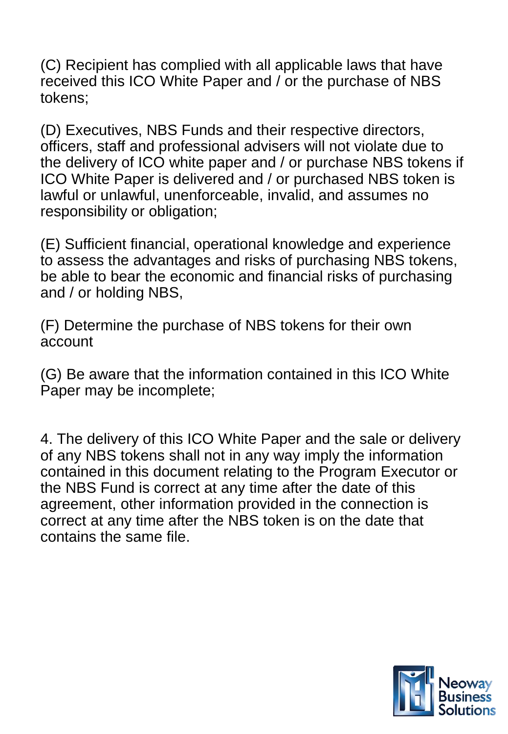(C) Recipient has complied with all applicable laws that have received this ICO White Paper and / or the purchase of NBS tokens;

(D) Executives, NBS Funds and their respective directors, officers, staff and professional advisers will not violate due to the delivery of ICO white paper and / or purchase NBS tokens if ICO White Paper is delivered and / or purchased NBS token is lawful or unlawful, unenforceable, invalid, and assumes no responsibility or obligation;

(E) Sufficient financial, operational knowledge and experience to assess the advantages and risks of purchasing NBS tokens, be able to bear the economic and financial risks of purchasing and / or holding NBS,

(F) Determine the purchase of NBS tokens for their own account

(G) Be aware that the information contained in this ICO White Paper may be incomplete;

4. The delivery of this ICO White Paper and the sale or delivery of any NBS tokens shall not in any way imply the information contained in this document relating to the Program Executor or the NBS Fund is correct at any time after the date of this agreement, other information provided in the connection is correct at any time after the NBS token is on the date that contains the same file.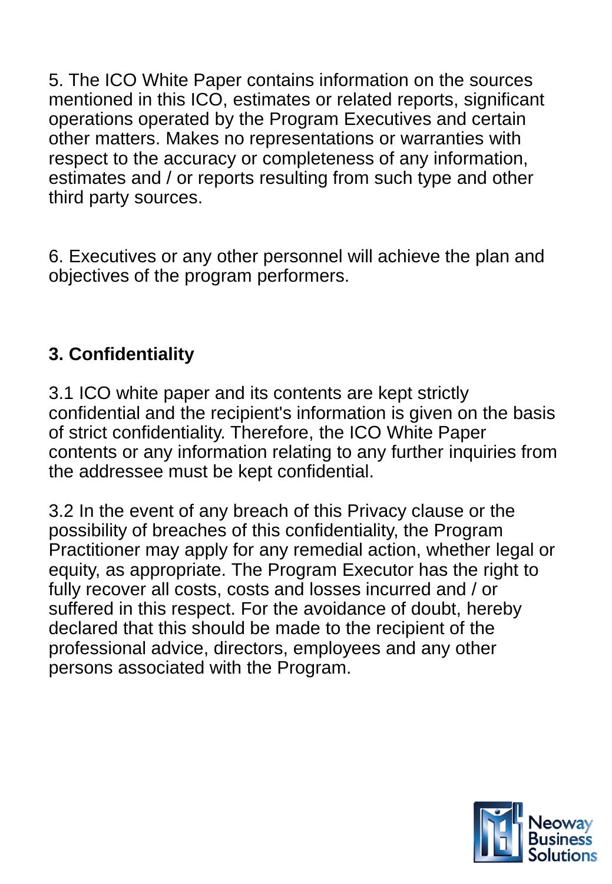5. The ICO White Paper contains information on the sources mentioned in this ICO, estimates or related reports, significant operations operated by the Program Executives and certain other matters. Makes no representations or warranties with respect to the accuracy or completeness of any information, estimates and / or reports resulting from such type and other third party sources.

6. Executives or any other personnel will achieve the plan and objectives of the program performers.

## 3. Confidentiality

3.1 ICO white paper and its contents are kept strictly confidential and the recipient's information is given on the basis of strict confidentiality. Therefore, the ICO White Paper contents or any information relating to any further inquiries from the addressee must be kept confidential.

3.2 In the event of any breach of this Privacy clause or the possibility of breaches of this confidentiality, the Program Practitioner may apply for any remedial action, whether legal or equity, as appropriate. The Program Executor has the right to fully recover all costs, costs and losses incurred and / or suffered in this respect. For the avoidance of doubt, hereby declared that this should be made to the recipient of the professional advice, directors, employees and any other persons associated with the Program.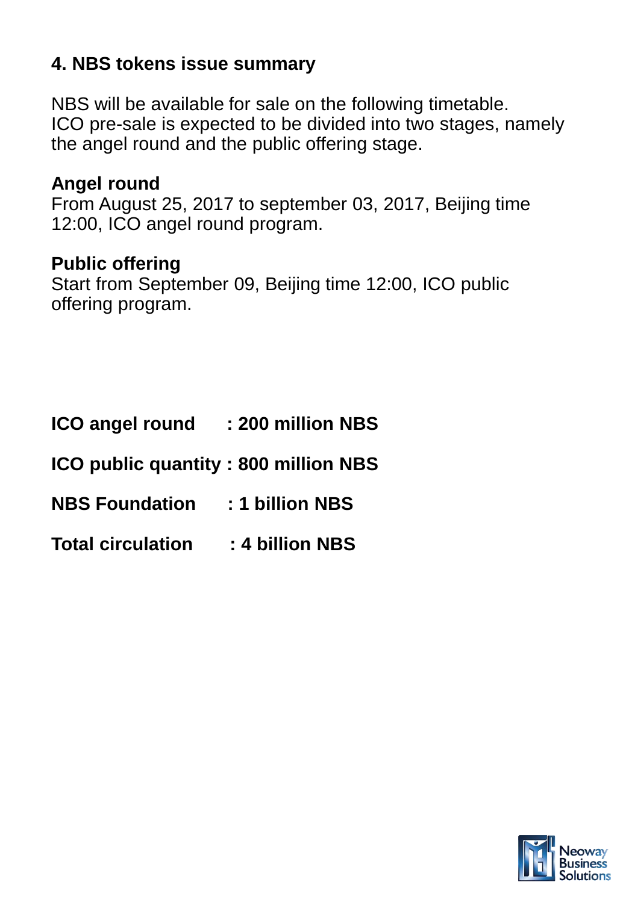## 4. NBS tokens issue summary

NBS will be available for sale on the following timetable.
ICO pre-sale is expected to be divided into two stages, namely the angel round and the public offering stage.

**Angel round**
From August 25, 2017 to september 03, 2017, Beijing time 12:00, ICO angel round program.

**Public offering**
Start from September 09, Beijing time 12:00, ICO public offering program.

**ICO angel round : 200 million NBS**

**ICO public quantity : 800 million NBS**

**NBS Foundation : 1 billion NBS**

**Total circulation : 4 billion NBS**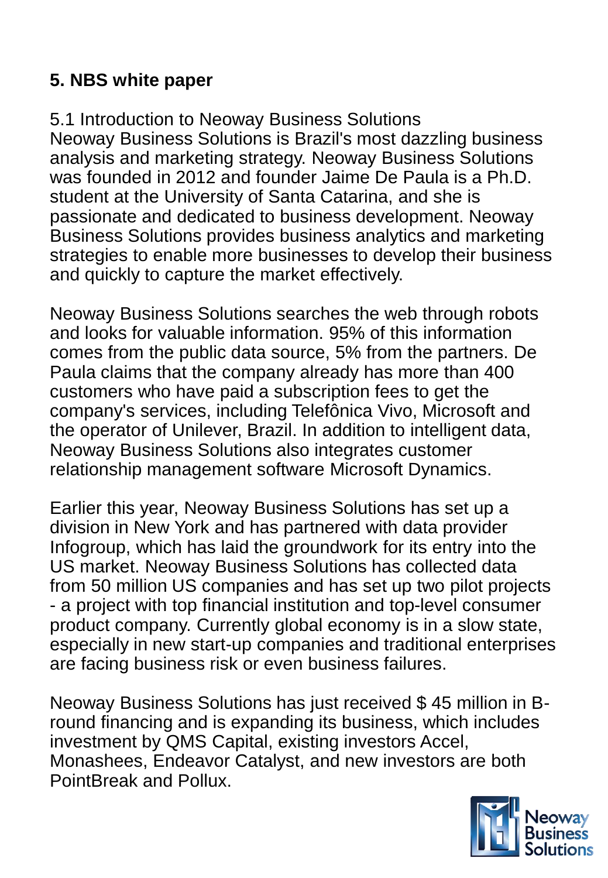## 5. NBS white paper

5.1 Introduction to Neoway Business Solutions
Neoway Business Solutions is Brazil's most dazzling business analysis and marketing strategy. Neoway Business Solutions was founded in 2012 and founder Jaime De Paula is a Ph.D. student at the University of Santa Catarina, and she is passionate and dedicated to business development. Neoway Business Solutions provides business analytics and marketing strategies to enable more businesses to develop their business and quickly to capture the market effectively.

Neoway Business Solutions searches the web through robots and looks for valuable information. 95% of this information comes from the public data source, 5% from the partners. De Paula claims that the company already has more than 400 customers who have paid a subscription fees to get the company's services, including Telefônica Vivo, Microsoft and the operator of Unilever, Brazil. In addition to intelligent data, Neoway Business Solutions also integrates customer relationship management software Microsoft Dynamics.

Earlier this year, Neoway Business Solutions has set up a division in New York and has partnered with data provider Infogroup, which has laid the groundwork for its entry into the US market. Neoway Business Solutions has collected data from 50 million US companies and has set up two pilot projects - a project with top financial institution and top-level consumer product company. Currently global economy is in a slow state, especially in new start-up companies and traditional enterprises are facing business risk or even business failures.

Neoway Business Solutions has just received $ 45 million in B-round financing and is expanding its business, which includes investment by QMS Capital, existing investors Accel, Monashees, Endeavor Catalyst, and new investors are both PointBreak and Pollux.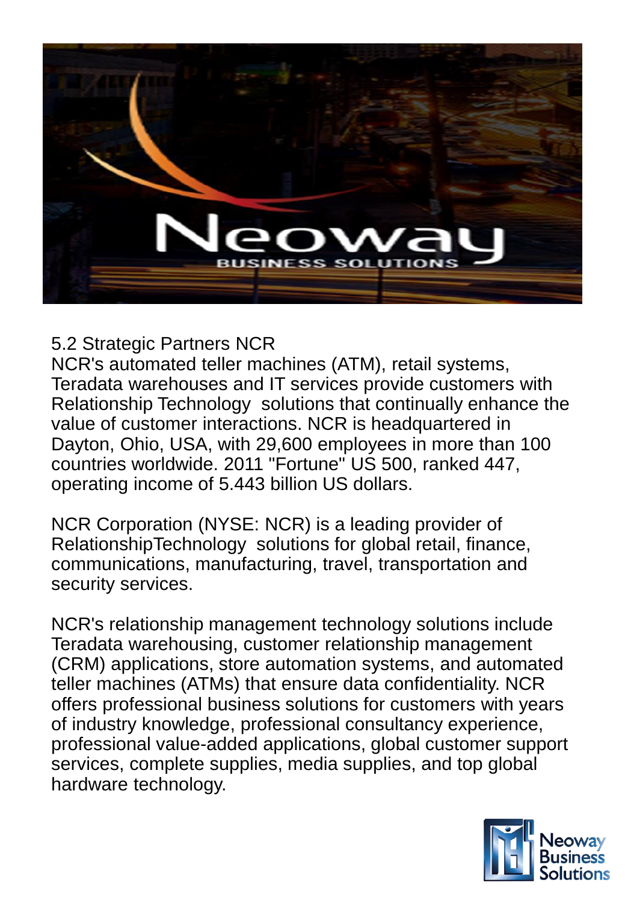## 5.2 Strategic Partners NCR

NCR's automated teller machines (ATM), retail systems, Teradata warehouses and IT services provide customers with Relationship Technology  solutions that continually enhance the value of customer interactions. NCR is headquartered in Dayton, Ohio, USA, with 29,600 employees in more than 100 countries worldwide. 2011 "Fortune" US 500, ranked 447, operating income of 5.443 billion US dollars.

NCR Corporation (NYSE: NCR) is a leading provider of RelationshipTechnology  solutions for global retail, finance, communications, manufacturing, travel, transportation and security services.

NCR's relationship management technology solutions include Teradata warehousing, customer relationship management (CRM) applications, store automation systems, and automated teller machines (ATMs) that ensure data confidentiality. NCR offers professional business solutions for customers with years of industry knowledge, professional consultancy experience, professional value-added applications, global customer support services, complete supplies, media supplies, and top global hardware technology.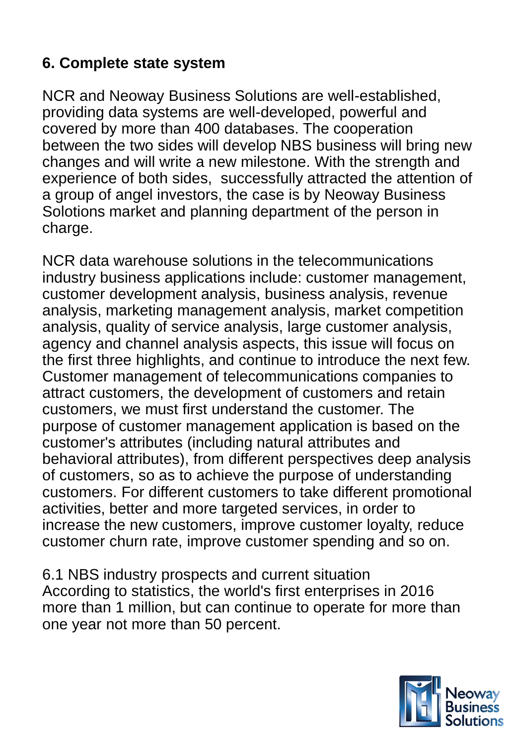## 6. Complete state system

NCR and Neoway Business Solutions are well-established, providing data systems are well-developed, powerful and covered by more than 400 databases. The cooperation between the two sides will develop NBS business will bring new changes and will write a new milestone. With the strength and experience of both sides,  successfully attracted the attention of a group of angel investors, the case is by Neoway Business Solotions market and planning department of the person in charge.

NCR data warehouse solutions in the telecommunications industry business applications include: customer management, customer development analysis, business analysis, revenue analysis, marketing management analysis, market competition analysis, quality of service analysis, large customer analysis, agency and channel analysis aspects, this issue will focus on the first three highlights, and continue to introduce the next few. Customer management of telecommunications companies to attract customers, the development of customers and retain customers, we must first understand the customer. The purpose of customer management application is based on the customer's attributes (including natural attributes and behavioral attributes), from different perspectives deep analysis of customers, so as to achieve the purpose of understanding customers. For different customers to take different promotional activities, better and more targeted services, in order to increase the new customers, improve customer loyalty, reduce customer churn rate, improve customer spending and so on.

6.1 NBS industry prospects and current situation
According to statistics, the world's first enterprises in 2016 more than 1 million, but can continue to operate for more than one year not more than 50 percent.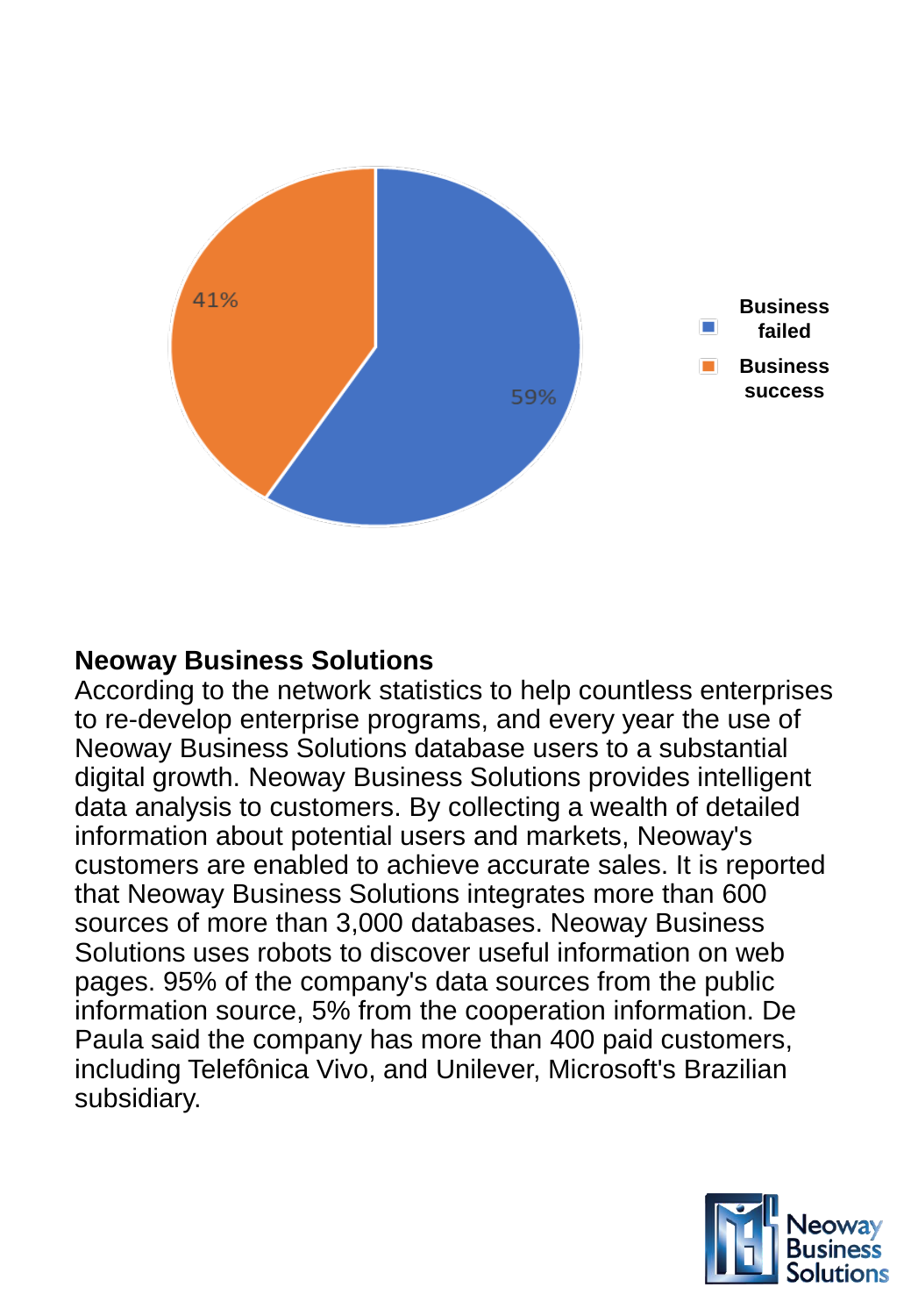41%

59%

Business failed

Business success

**Neoway Business Solutions**

According to the network statistics to help countless enterprises to re-develop enterprise programs, and every year the use of Neoway Business Solutions database users to a substantial digital growth. Neoway Business Solutions provides intelligent data analysis to customers. By collecting a wealth of detailed information about potential users and markets, Neoway's customers are enabled to achieve accurate sales. It is reported that Neoway Business Solutions integrates more than 600 sources of more than 3,000 databases. Neoway Business Solutions uses robots to discover useful information on web pages. 95% of the company's data sources from the public information source, 5% from the cooperation information. De Paula said the company has more than 400 paid customers, including Telefônica Vivo, and Unilever, Microsoft's Brazilian subsidiary.

Neoway Business Solutions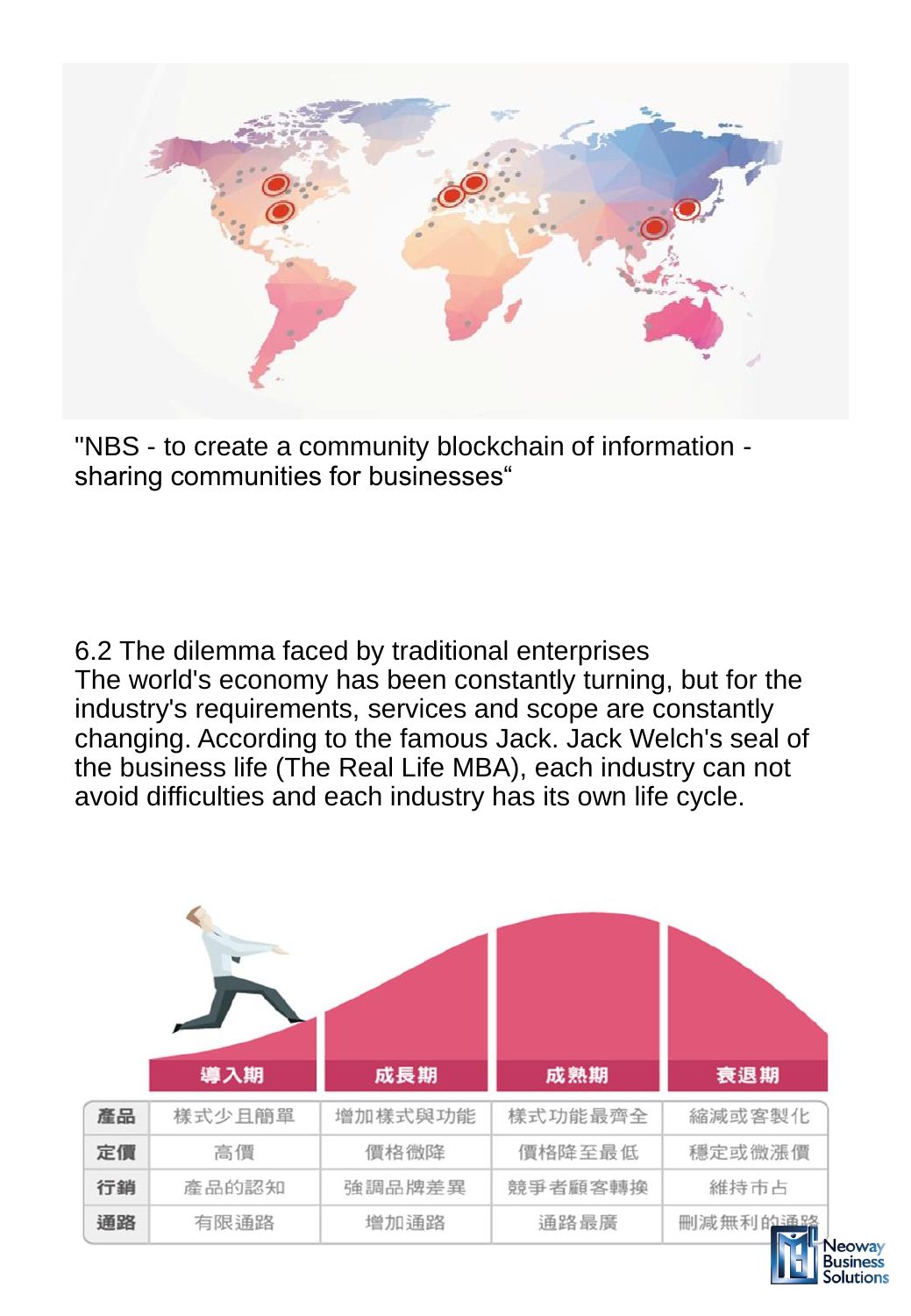"NBS - to create a community blockchain of information - sharing communities for businesses“

6.2 The dilemma faced by traditional enterprises

The world's economy has been constantly turning, but for the industry's requirements, services and scope are constantly changing. According to the famous Jack. Jack Welch's seal of the business life (The Real Life MBA), each industry can not avoid difficulties and each industry has its own life cycle.

| | 導入期 | 成長期 | 成熟期 | 衰退期 |
|---|---|---|---|---|
| 產品 | 樣式少且簡單 | 增加樣式與功能 | 樣式功能最齊全 | 縮減或客製化 |
| 定價 | 高價 | 價格微降 | 價格降至最低 | 穩定或微漲價 |
| 行銷 | 產品的認知 | 強調品牌差異 | 競爭者顧客轉換 | 維持市占 |
| 通路 | 有限通路 | 增加通路 | 通路最廣 | 刪減無利的通路 |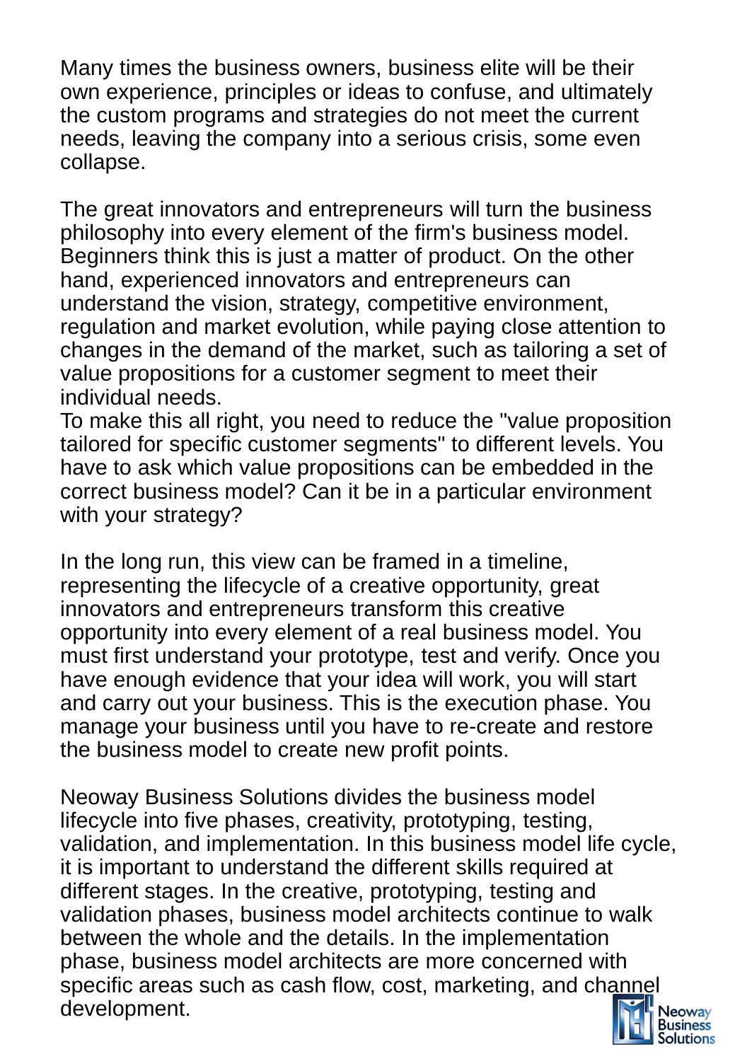Many times the business owners, business elite will be their own experience, principles or ideas to confuse, and ultimately the custom programs and strategies do not meet the current needs, leaving the company into a serious crisis, some even collapse.

The great innovators and entrepreneurs will turn the business philosophy into every element of the firm's business model. Beginners think this is just a matter of product. On the other hand, experienced innovators and entrepreneurs can understand the vision, strategy, competitive environment, regulation and market evolution, while paying close attention to changes in the demand of the market, such as tailoring a set of value propositions for a customer segment to meet their individual needs.
To make this all right, you need to reduce the "value proposition tailored for specific customer segments" to different levels. You have to ask which value propositions can be embedded in the correct business model? Can it be in a particular environment with your strategy?

In the long run, this view can be framed in a timeline, representing the lifecycle of a creative opportunity, great innovators and entrepreneurs transform this creative opportunity into every element of a real business model. You must first understand your prototype, test and verify. Once you have enough evidence that your idea will work, you will start and carry out your business. This is the execution phase. You manage your business until you have to re-create and restore the business model to create new profit points.

Neoway Business Solutions divides the business model lifecycle into five phases, creativity, prototyping, testing, validation, and implementation. In this business model life cycle, it is important to understand the different skills required at different stages. In the creative, prototyping, testing and validation phases, business model architects continue to walk between the whole and the details. In the implementation phase, business model architects are more concerned with specific areas such as cash flow, cost, marketing, and channel development.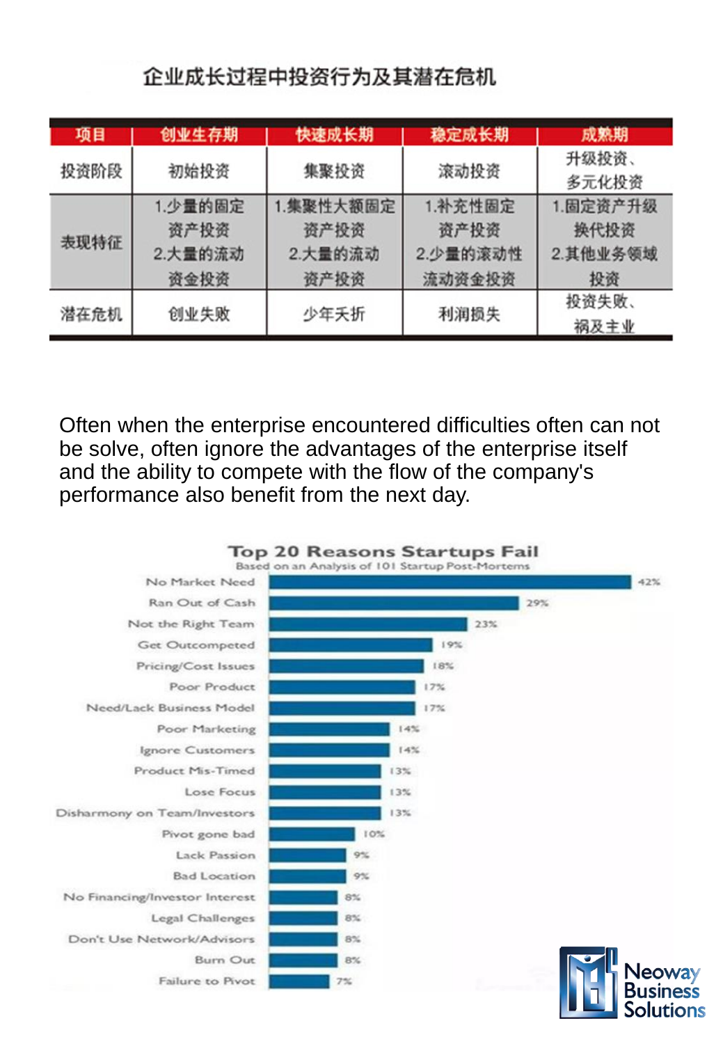企业成长过程中投资行为及其潜在危机

| 项目 | 创业生存期 | 快速成长期 | 稳定成长期 | 成熟期 |
|---|---|---|---|---|
| 投资阶段 | 初始投资 | 集聚投资 | 滚动投资 | 升级投资、多元化投资 |
| 表现特征 | 1.少量的固定资产投资 2.大量的流动资金投资 | 1.集聚性大额固定资产投资 2.大量的流动资产投资 | 1.补充性固定资产投资 2.少量的滚动性流动资金投资 | 1.固定资产升级换代投资 2.其他业务领域投资 |
| 潜在危机 | 创业失败 | 少年夭折 | 利润损失 | 投资失败、祸及主业 |

Often when the enterprise encountered difficulties often can not be solve, often ignore the advantages of the enterprise itself and the ability to compete with the flow of the company's performance also benefit from the next day.

**Top 20 Reasons Startups Fail**

Based on an Analysis of 101 Startup Post-Mortems

| Reason | % |
|---|---|
| No Market Need | 42% |
| Ran Out of Cash | 29% |
| Not the Right Team | 23% |
| Get Outcompeted | 19% |
| Pricing/Cost Issues | 18% |
| Poor Product | 17% |
| Need/Lack Business Model | 17% |
| Poor Marketing | 14% |
| Ignore Customers | 14% |
| Product Mis-Timed | 13% |
| Lose Focus | 13% |
| Disharmony on Team/Investors | 13% |
| Pivot gone bad | 10% |
| Lack Passion | 9% |
| Bad Location | 9% |
| No Financing/Investor Interest | 8% |
| Legal Challenges | 8% |
| Don't Use Network/Advisors | 8% |
| Burn Out | 8% |
| Failure to Pivot | 7% |

Neoway Business Solutions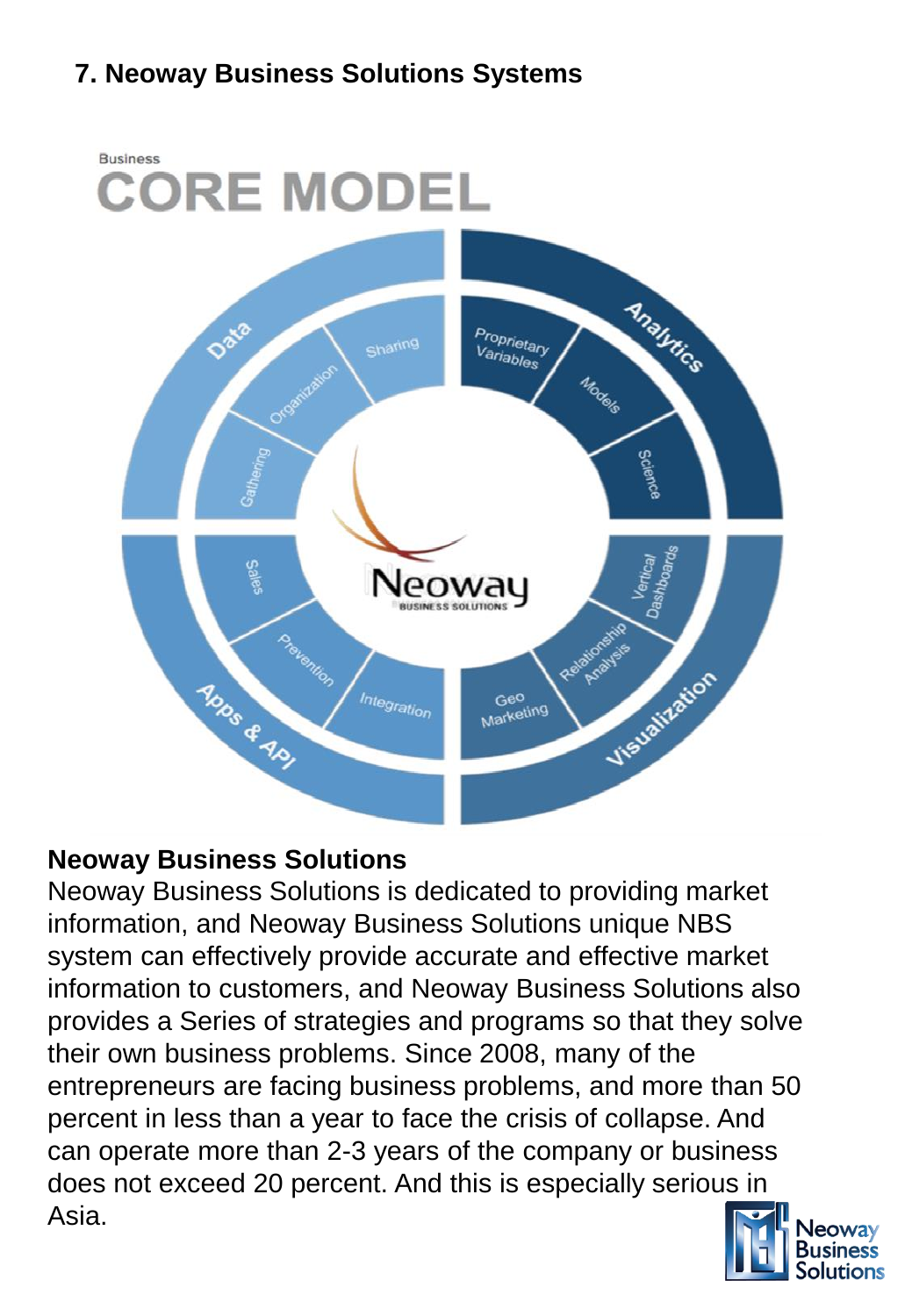## 7. Neoway Business Solutions Systems

Business

CORE MODEL

Data: Gathering, Organization, Sharing

Analytics: Proprietary Variables, Models, Science

Visualization: Vertical Dashboards, Relationship Analysis, Geo Marketing

Apps & API: Sales, Prevention, Integration

Neoway BUSINESS SOLUTIONS

**Neoway Business Solutions**

Neoway Business Solutions is dedicated to providing market information, and Neoway Business Solutions unique NBS system can effectively provide accurate and effective market information to customers, and Neoway Business Solutions also provides a Series of strategies and programs so that they solve their own business problems. Since 2008, many of the entrepreneurs are facing business problems, and more than 50 percent in less than a year to face the crisis of collapse. And can operate more than 2-3 years of the company or business does not exceed 20 percent. And this is especially serious in Asia.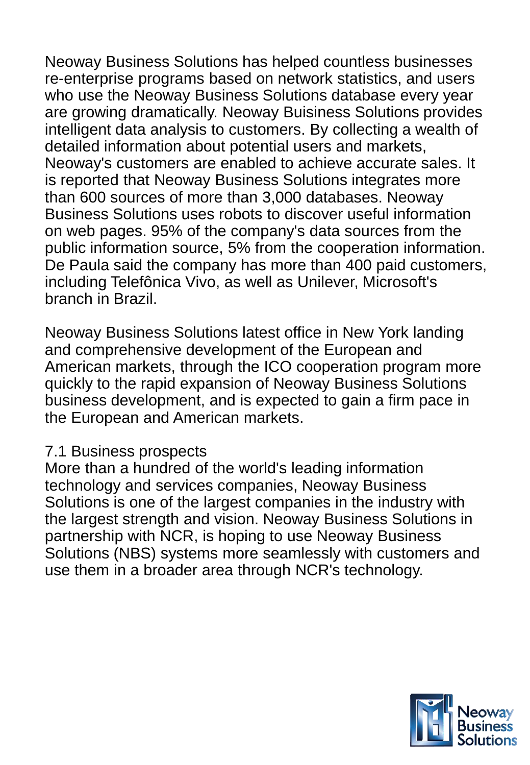Neoway Business Solutions has helped countless businesses re-enterprise programs based on network statistics, and users who use the Neoway Business Solutions database every year are growing dramatically. Neoway Buisiness Solutions provides intelligent data analysis to customers. By collecting a wealth of detailed information about potential users and markets, Neoway's customers are enabled to achieve accurate sales. It is reported that Neoway Business Solutions integrates more than 600 sources of more than 3,000 databases. Neoway Business Solutions uses robots to discover useful information on web pages. 95% of the company's data sources from the public information source, 5% from the cooperation information. De Paula said the company has more than 400 paid customers, including Telefônica Vivo, as well as Unilever, Microsoft's branch in Brazil.

Neoway Business Solutions latest office in New York landing and comprehensive development of the European and American markets, through the ICO cooperation program more quickly to the rapid expansion of Neoway Business Solutions business development, and is expected to gain a firm pace in the European and American markets.

## 7.1 Business prospects

More than a hundred of the world's leading information technology and services companies, Neoway Business Solutions is one of the largest companies in the industry with the largest strength and vision. Neoway Business Solutions in partnership with NCR, is hoping to use Neoway Business Solutions (NBS) systems more seamlessly with customers and use them in a broader area through NCR's technology.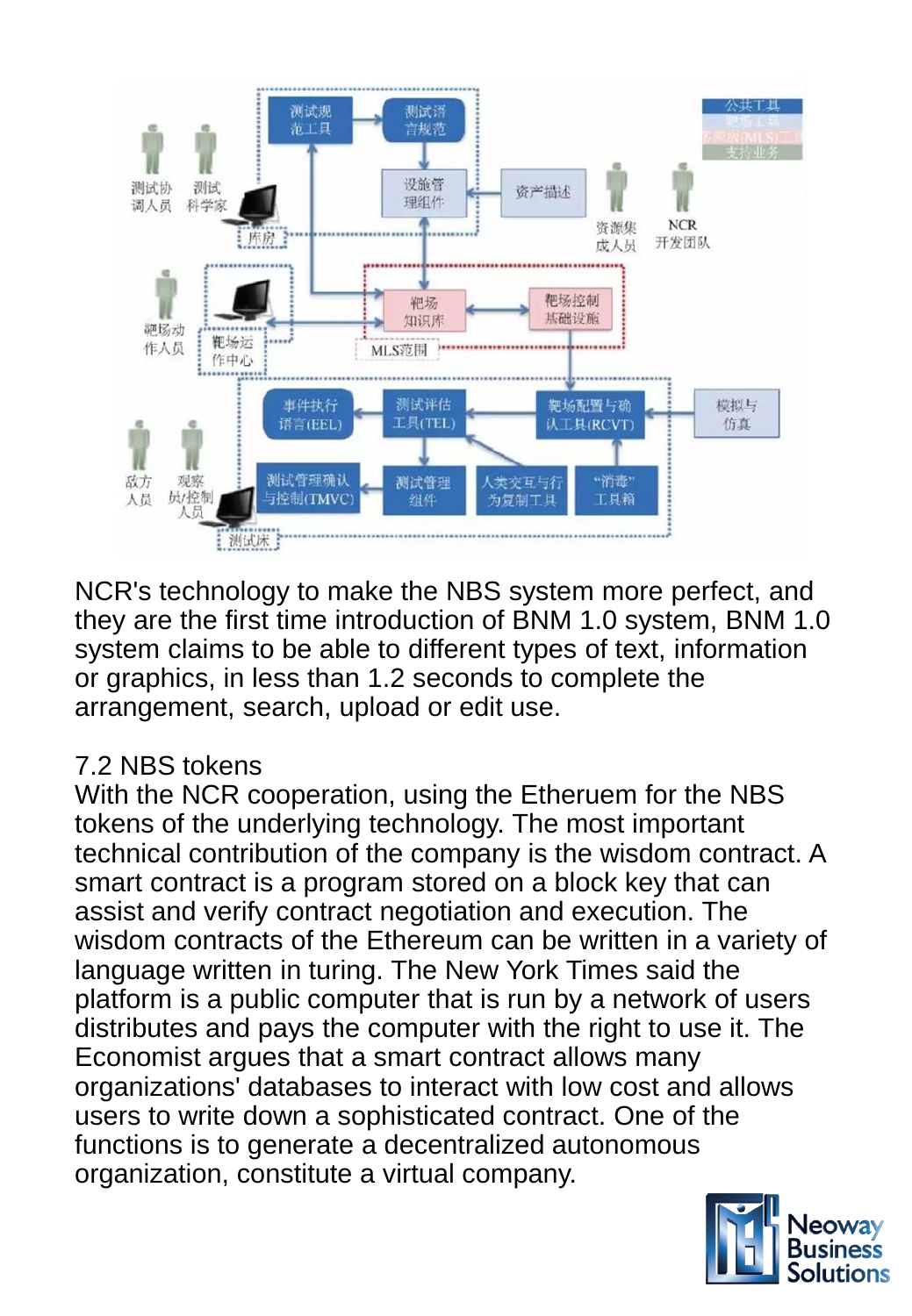NCR's technology to make the NBS system more perfect, and they are the first time introduction of BNM 1.0 system, BNM 1.0 system claims to be able to different types of text, information or graphics, in less than 1.2 seconds to complete the arrangement, search, upload or edit use.

## 7.2 NBS tokens

With the NCR cooperation, using the Etheruem for the NBS tokens of the underlying technology. The most important technical contribution of the company is the wisdom contract. A smart contract is a program stored on a block key that can assist and verify contract negotiation and execution. The wisdom contracts of the Ethereum can be written in a variety of language written in turing. The New York Times said the platform is a public computer that is run by a network of users distributes and pays the computer with the right to use it. The Economist argues that a smart contract allows many organizations' databases to interact with low cost and allows users to write down a sophisticated contract. One of the functions is to generate a decentralized autonomous organization, constitute a virtual company.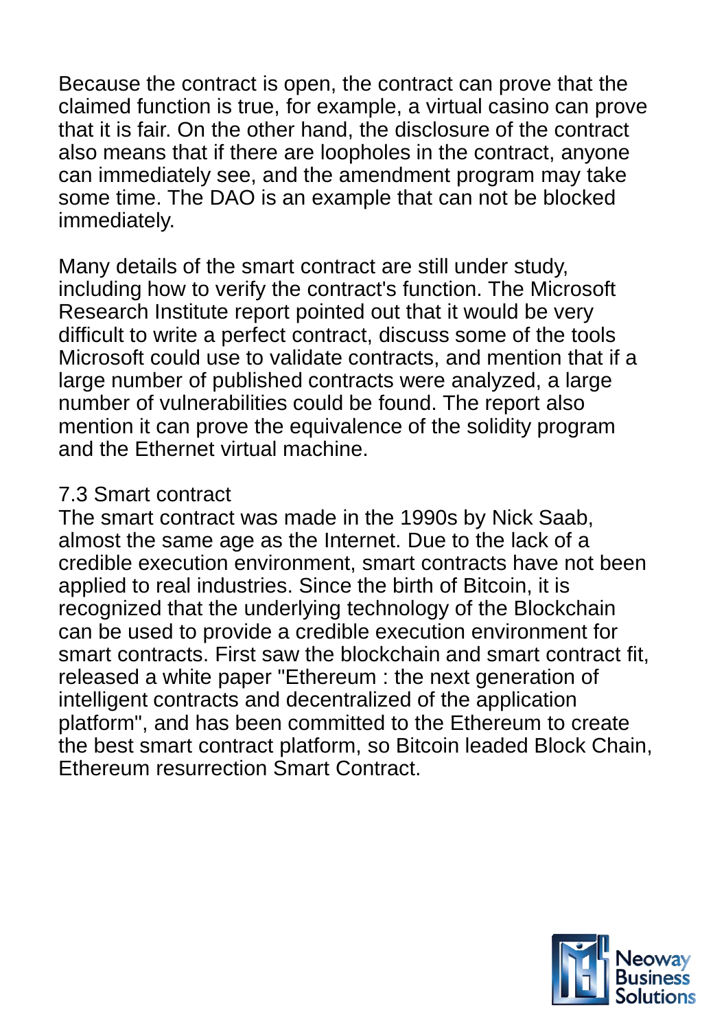Because the contract is open, the contract can prove that the claimed function is true, for example, a virtual casino can prove that it is fair. On the other hand, the disclosure of the contract also means that if there are loopholes in the contract, anyone can immediately see, and the amendment program may take some time. The DAO is an example that can not be blocked immediately.

Many details of the smart contract are still under study, including how to verify the contract's function. The Microsoft Research Institute report pointed out that it would be very difficult to write a perfect contract, discuss some of the tools Microsoft could use to validate contracts, and mention that if a large number of published contracts were analyzed, a large number of vulnerabilities could be found. The report also mention it can prove the equivalence of the solidity program and the Ethernet virtual machine.

## 7.3 Smart contract

The smart contract was made in the 1990s by Nick Saab, almost the same age as the Internet. Due to the lack of a credible execution environment, smart contracts have not been applied to real industries. Since the birth of Bitcoin, it is recognized that the underlying technology of the Blockchain can be used to provide a credible execution environment for smart contracts. First saw the blockchain and smart contract fit, released a white paper "Ethereum : the next generation of intelligent contracts and decentralized of the application platform", and has been committed to the Ethereum to create the best smart contract platform, so Bitcoin leaded Block Chain, Ethereum resurrection Smart Contract.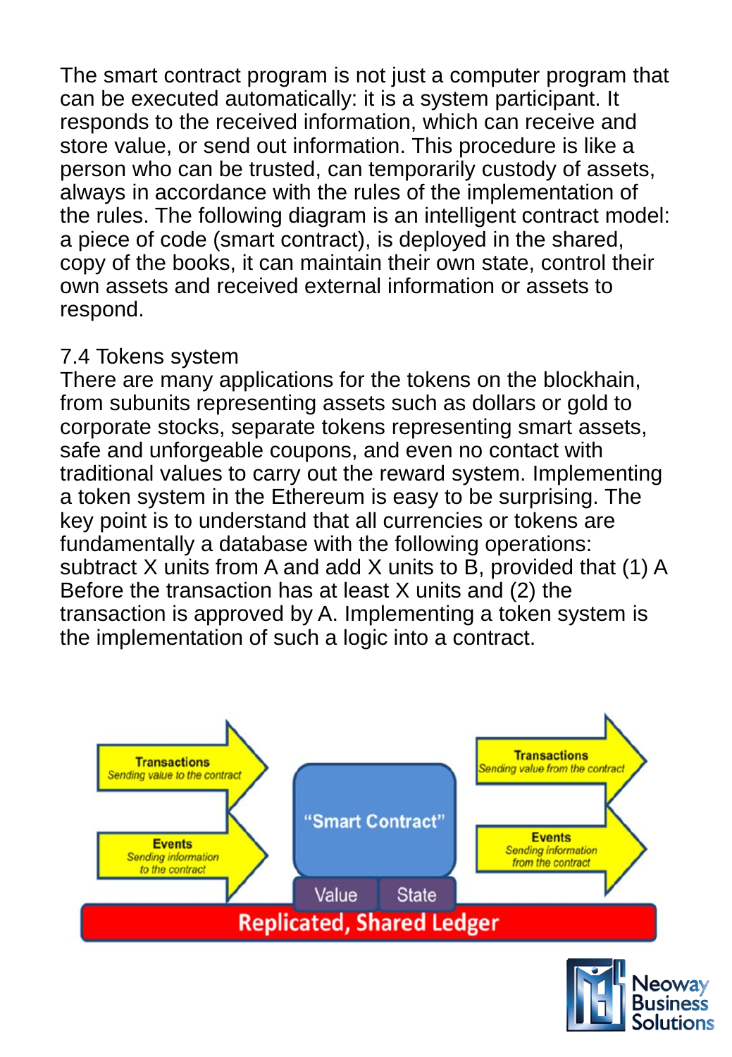The smart contract program is not just a computer program that can be executed automatically: it is a system participant. It responds to the received information, which can receive and store value, or send out information. This procedure is like a person who can be trusted, can temporarily custody of assets, always in accordance with the rules of the implementation of the rules. The following diagram is an intelligent contract model: a piece of code (smart contract), is deployed in the shared, copy of the books, it can maintain their own state, control their own assets and received external information or assets to respond.

## 7.4 Tokens system

There are many applications for the tokens on the blockhain, from subunits representing assets such as dollars or gold to corporate stocks, separate tokens representing smart assets, safe and unforgeable coupons, and even no contact with traditional values to carry out the reward system. Implementing a token system in the Ethereum is easy to be surprising. The key point is to understand that all currencies or tokens are fundamentally a database with the following operations: subtract X units from A and add X units to B, provided that (1) A Before the transaction has at least X units and (2) the transaction is approved by A. Implementing a token system is the implementation of such a logic into a contract.

Transactions
Sending value to the contract

Events
Sending information to the contract

"Smart Contract"

Value | State

Replicated, Shared Ledger

Transactions
Sending value from the contract

Events
Sending information from the contract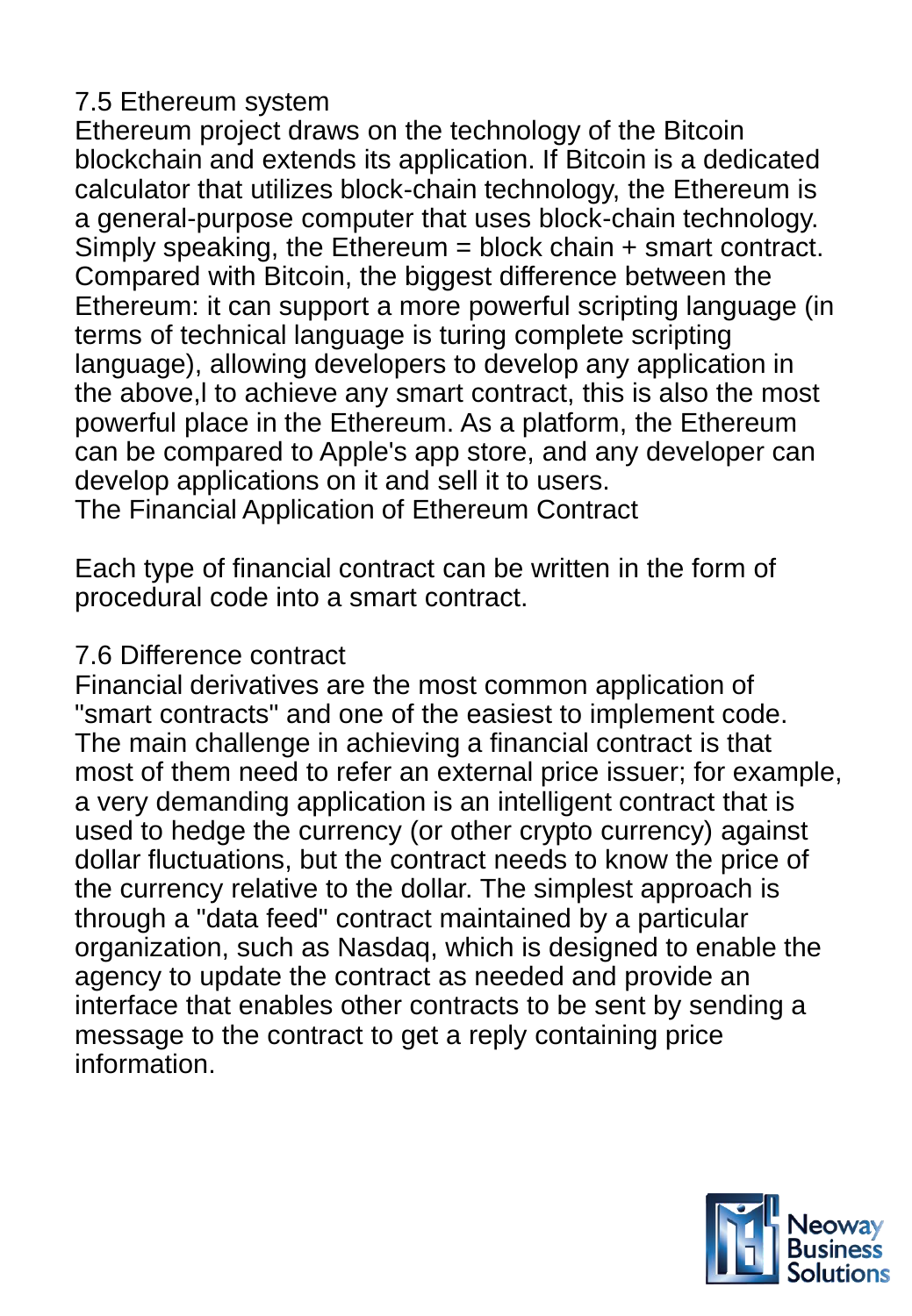## 7.5 Ethereum system

Ethereum project draws on the technology of the Bitcoin blockchain and extends its application. If Bitcoin is a dedicated calculator that utilizes block-chain technology, the Ethereum is a general-purpose computer that uses block-chain technology. Simply speaking, the Ethereum = block chain + smart contract. Compared with Bitcoin, the biggest difference between the Ethereum: it can support a more powerful scripting language (in terms of technical language is turing complete scripting language), allowing developers to develop any application in the above,l to achieve any smart contract, this is also the most powerful place in the Ethereum. As a platform, the Ethereum can be compared to Apple's app store, and any developer can develop applications on it and sell it to users.

The Financial Application of Ethereum Contract

Each type of financial contract can be written in the form of procedural code into a smart contract.

## 7.6 Difference contract

Financial derivatives are the most common application of "smart contracts" and one of the easiest to implement code. The main challenge in achieving a financial contract is that most of them need to refer an external price issuer; for example, a very demanding application is an intelligent contract that is used to hedge the currency (or other crypto currency) against dollar fluctuations, but the contract needs to know the price of the currency relative to the dollar. The simplest approach is through a "data feed" contract maintained by a particular organization, such as Nasdaq, which is designed to enable the agency to update the contract as needed and provide an interface that enables other contracts to be sent by sending a message to the contract to get a reply containing price information.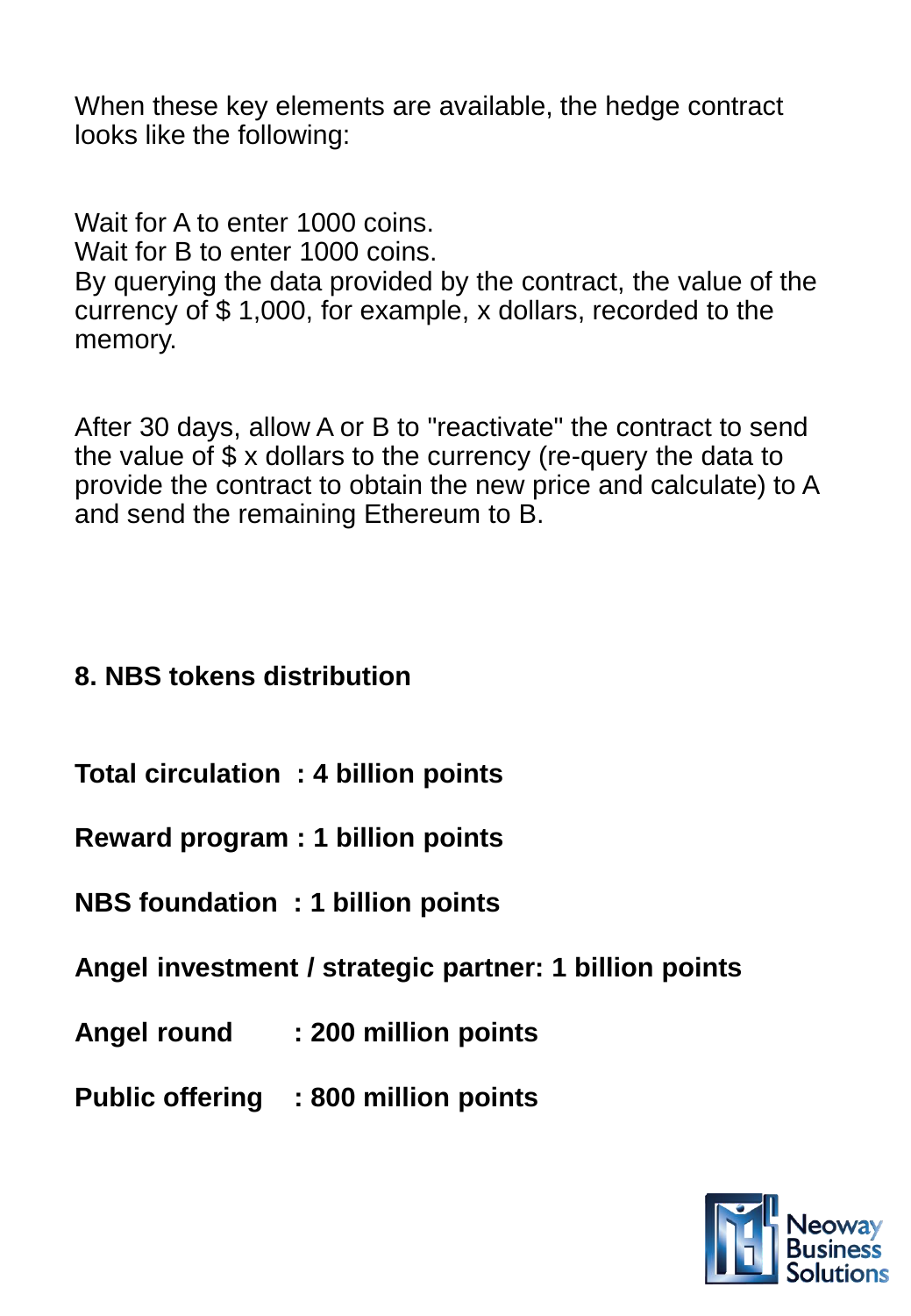When these key elements are available, the hedge contract looks like the following:

Wait for A to enter 1000 coins.
Wait for B to enter 1000 coins.
By querying the data provided by the contract, the value of the currency of $ 1,000, for example, x dollars, recorded to the memory.

After 30 days, allow A or B to "reactivate" the contract to send the value of $ x dollars to the currency (re-query the data to provide the contract to obtain the new price and calculate) to A and send the remaining Ethereum to B.

## 8. NBS tokens distribution

**Total circulation : 4 billion points**

**Reward program : 1 billion points**

**NBS foundation : 1 billion points**

**Angel investment / strategic partner: 1 billion points**

**Angel round : 200 million points**

**Public offering : 800 million points**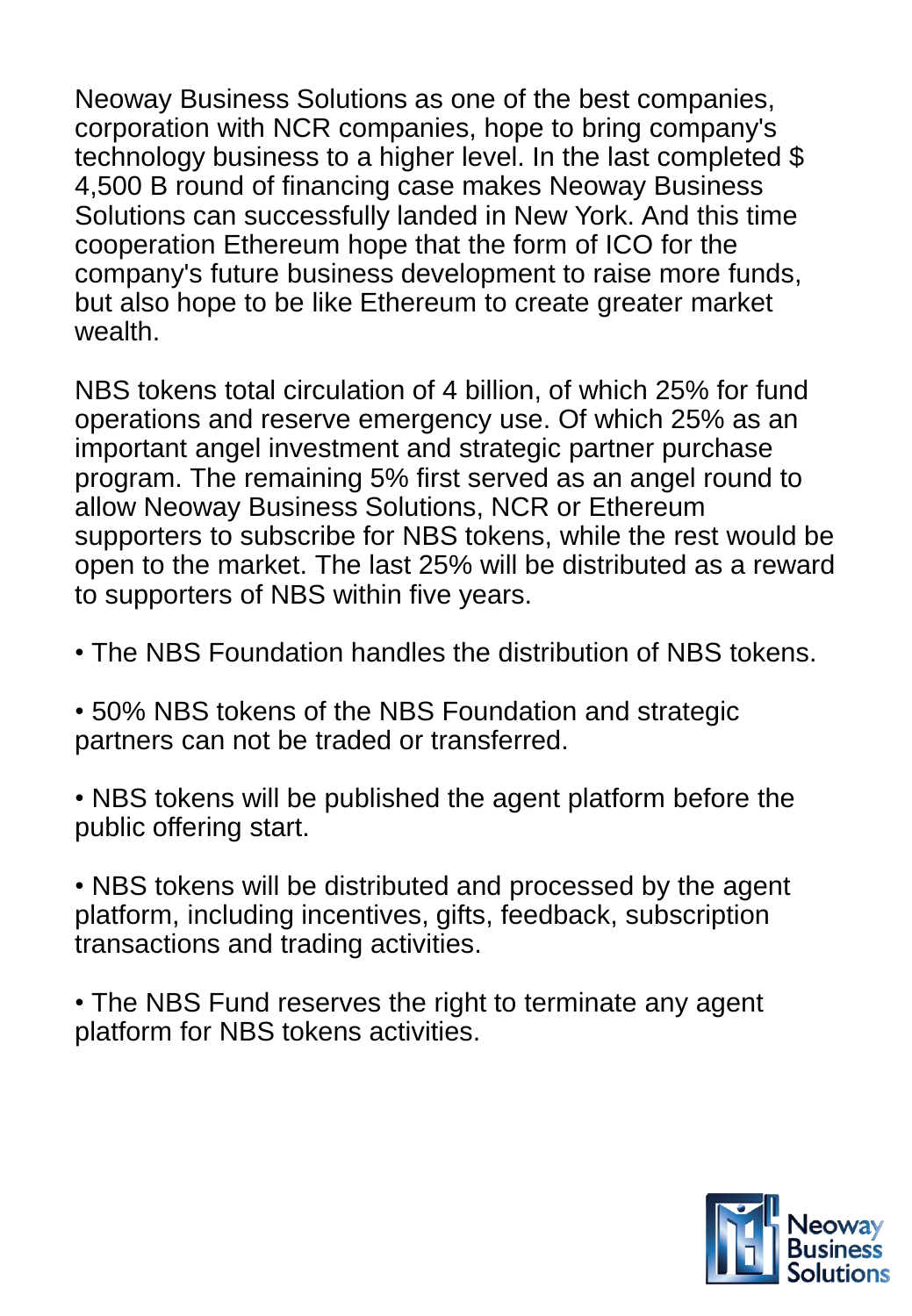Neoway Business Solutions as one of the best companies, corporation with NCR companies, hope to bring company's technology business to a higher level. In the last completed $ 4,500 B round of financing case makes Neoway Business Solutions can successfully landed in New York. And this time cooperation Ethereum hope that the form of ICO for the company's future business development to raise more funds, but also hope to be like Ethereum to create greater market wealth.

NBS tokens total circulation of 4 billion, of which 25% for fund operations and reserve emergency use. Of which 25% as an important angel investment and strategic partner purchase program. The remaining 5% first served as an angel round to allow Neoway Business Solutions, NCR or Ethereum supporters to subscribe for NBS tokens, while the rest would be open to the market. The last 25% will be distributed as a reward to supporters of NBS within five years.

- The NBS Foundation handles the distribution of NBS tokens.
- 50% NBS tokens of the NBS Foundation and strategic partners can not be traded or transferred.
- NBS tokens will be published the agent platform before the public offering start.
- NBS tokens will be distributed and processed by the agent platform, including incentives, gifts, feedback, subscription transactions and trading activities.
- The NBS Fund reserves the right to terminate any agent platform for NBS tokens activities.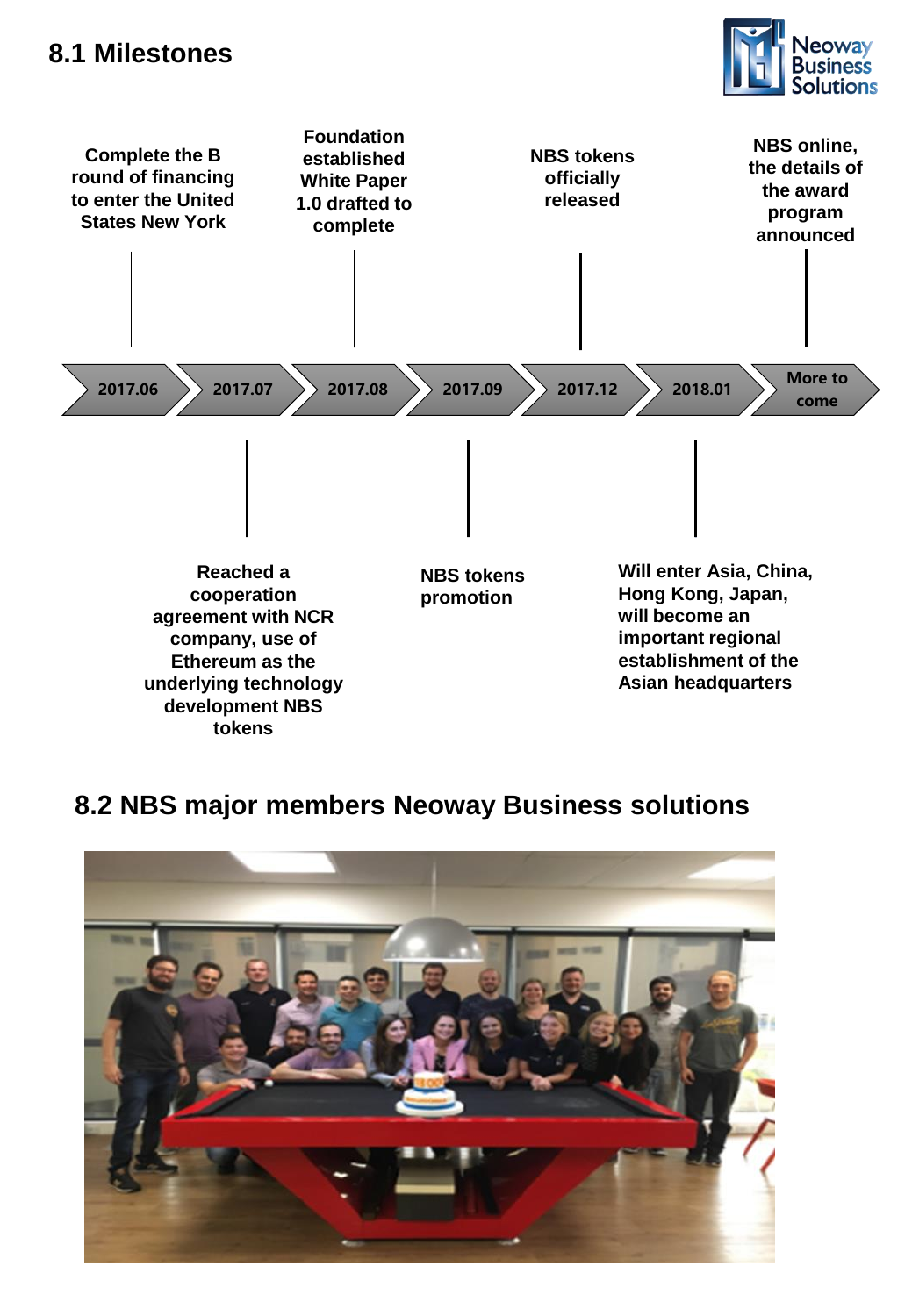## 8.1 Milestones

- **2017.06**: Complete the B round of financing to enter the United States New York
- **2017.07**: Reached a cooperation agreement with NCR company, use of Ethereum as the underlying technology development NBS tokens
- **2017.08**: Foundation established White Paper 1.0 drafted to complete
- **2017.09**: NBS tokens promotion
- **2017.12**: NBS tokens officially released
- **2018.01**: Will enter Asia, China, Hong Kong, Japan, will become an important regional establishment of the Asian headquarters
- **More to come**: NBS online, the details of the award program announced

## 8.2 NBS major members Neoway Business solutions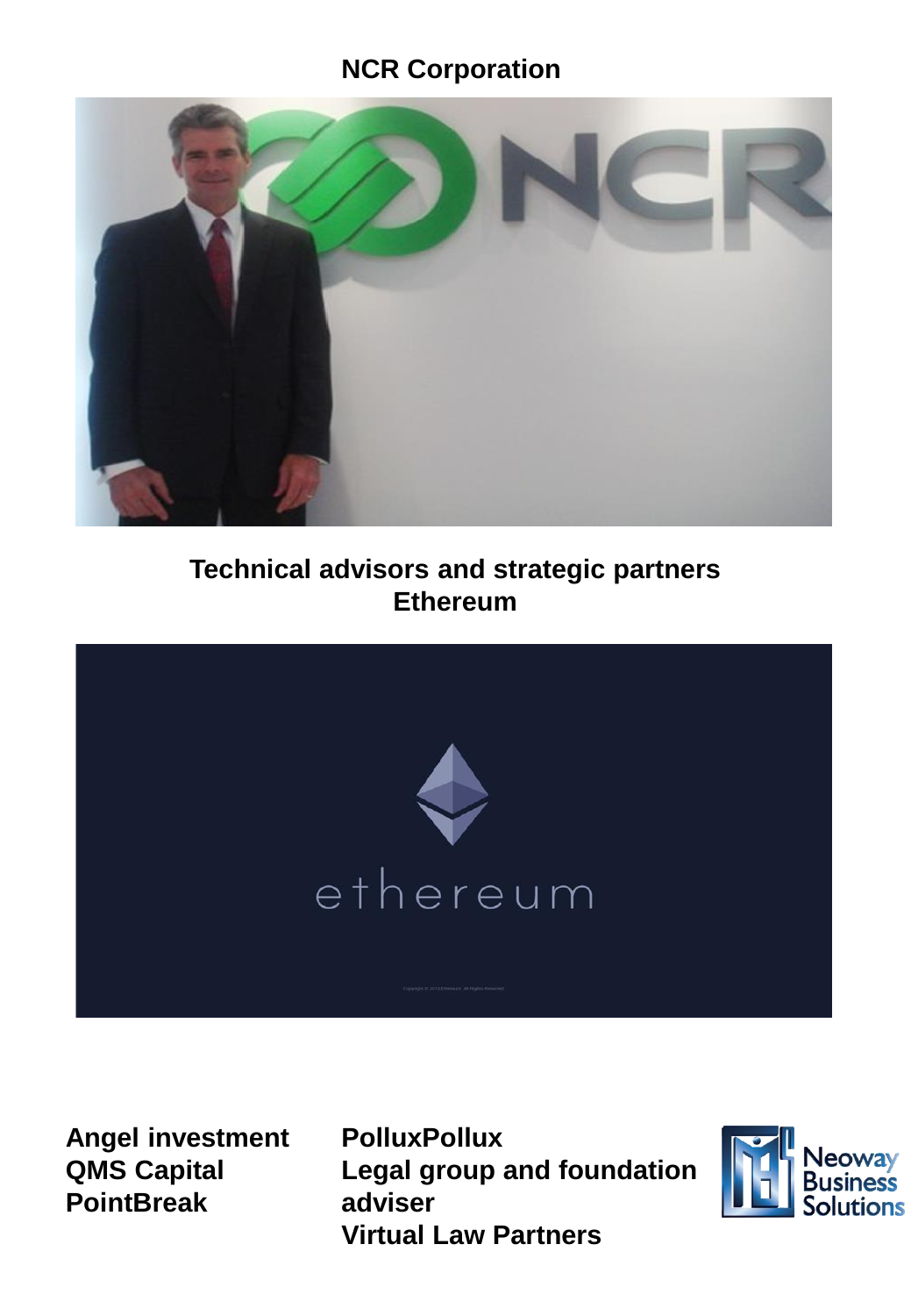**NCR Corporation**

**Technical advisors and strategic partners**
**Ethereum**

**Angel investment**
**QMS Capital**
**PointBreak**

**PolluxPollux**
**Legal group and foundation adviser**
**Virtual Law Partners**